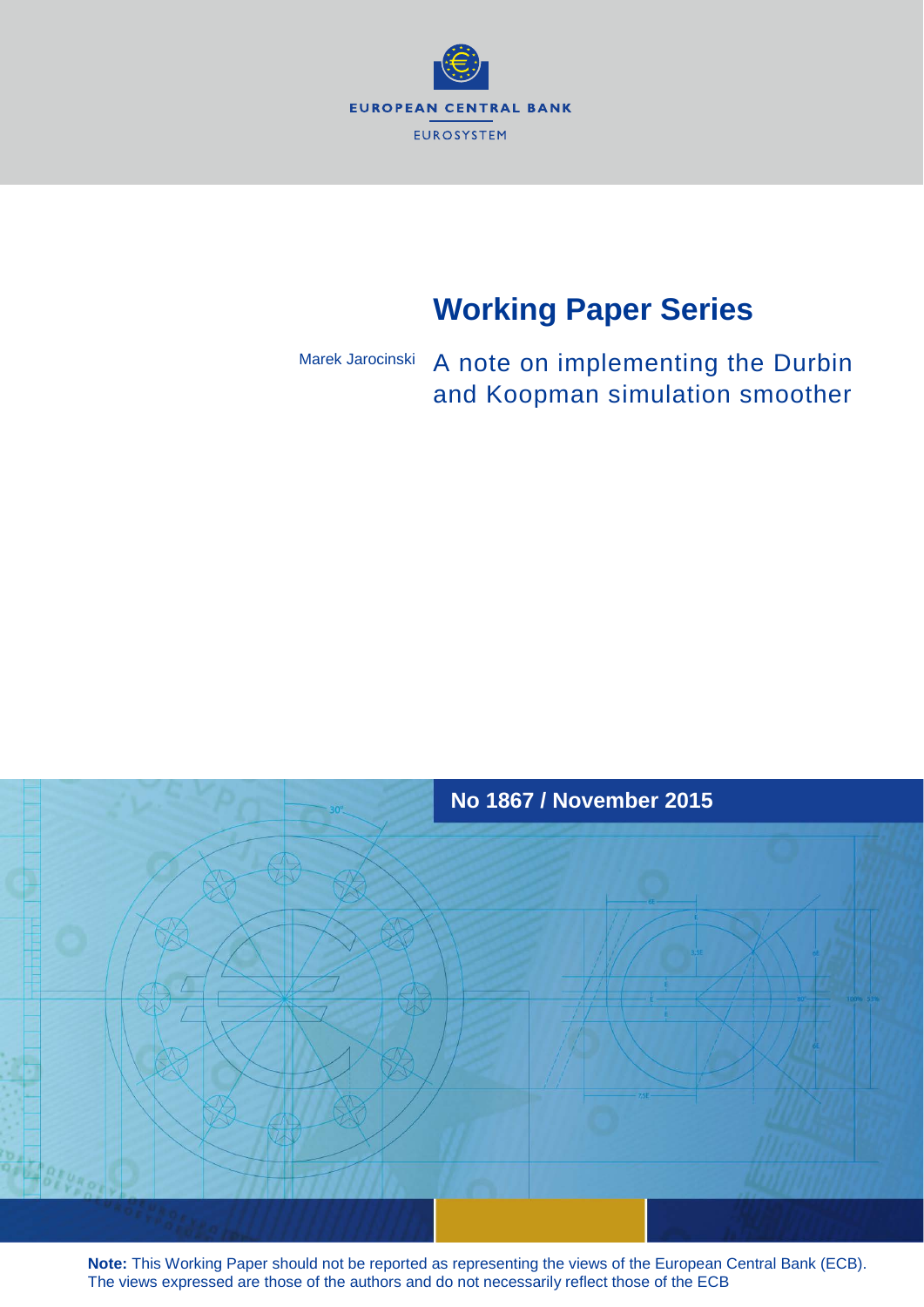EUROPEAN CENTRAL BANK

EUROSYSTEM

# Working Paper Series

Marek Jarocinski

## A note on implementing the Durbin and Koopman simulation smoother

No 1867 / November 2015

**Note:** This Working Paper should not be reported as representing the views of the European Central Bank (ECB). The views expressed are those of the authors and do not necessarily reflect those of the ECB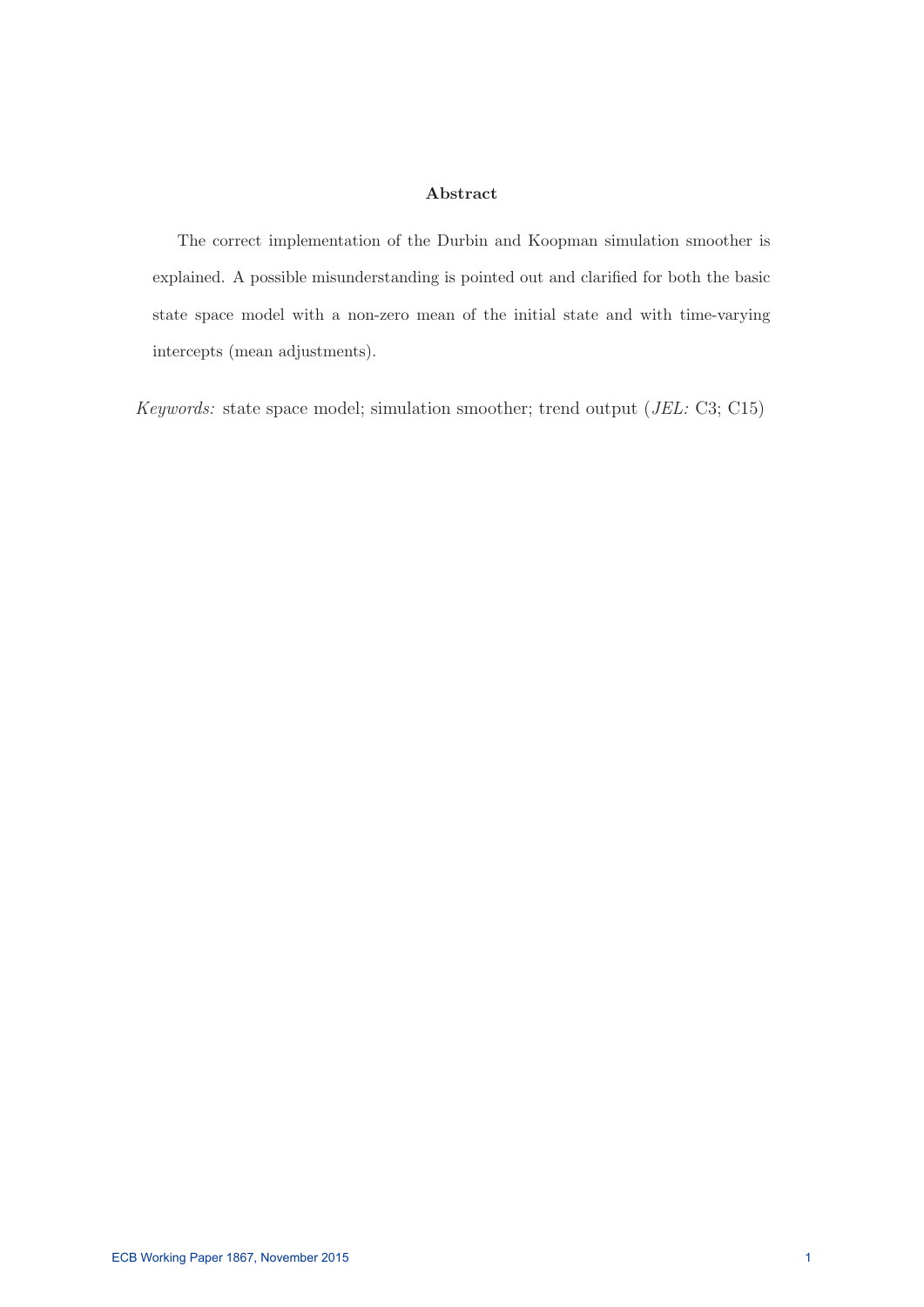## Abstract

The correct implementation of the Durbin and Koopman simulation smoother is explained. A possible misunderstanding is pointed out and clarified for both the basic state space model with a non-zero mean of the initial state and with time-varying intercepts (mean adjustments).

*Keywords:* state space model; simulation smoother; trend output (*JEL:* C3; C15)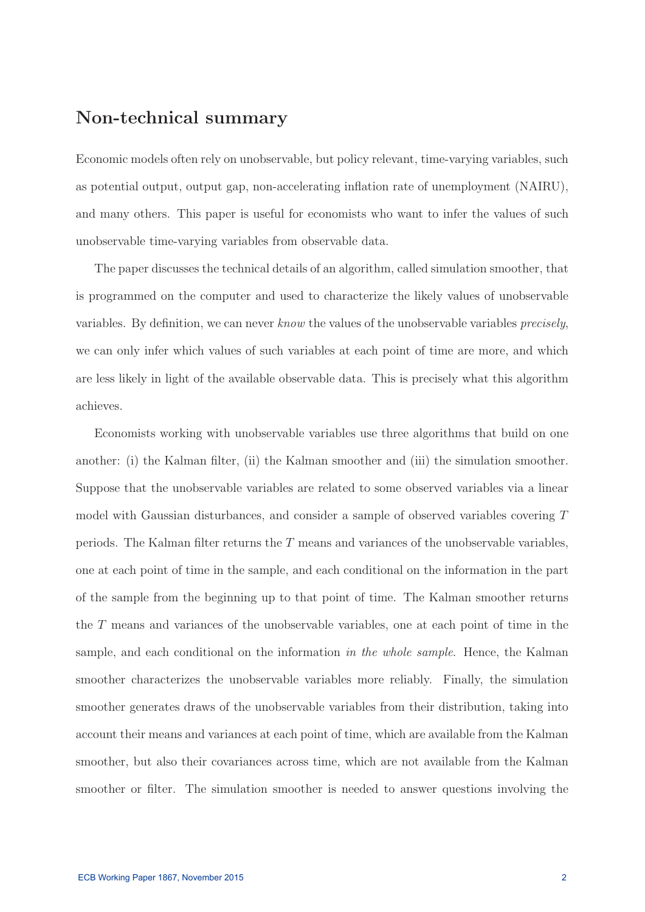## Non-technical summary

Economic models often rely on unobservable, but policy relevant, time-varying variables, such as potential output, output gap, non-accelerating inflation rate of unemployment (NAIRU), and many others. This paper is useful for economists who want to infer the values of such unobservable time-varying variables from observable data.

The paper discusses the technical details of an algorithm, called simulation smoother, that is programmed on the computer and used to characterize the likely values of unobservable variables. By definition, we can never *know* the values of the unobservable variables *precisely*, we can only infer which values of such variables at each point of time are more, and which are less likely in light of the available observable data. This is precisely what this algorithm achieves.

Economists working with unobservable variables use three algorithms that build on one another: (i) the Kalman filter, (ii) the Kalman smoother and (iii) the simulation smoother. Suppose that the unobservable variables are related to some observed variables via a linear model with Gaussian disturbances, and consider a sample of observed variables covering $T$ periods. The Kalman filter returns the $T$ means and variances of the unobservable variables, one at each point of time in the sample, and each conditional on the information in the part of the sample from the beginning up to that point of time. The Kalman smoother returns the $T$ means and variances of the unobservable variables, one at each point of time in the sample, and each conditional on the information *in the whole sample*. Hence, the Kalman smoother characterizes the unobservable variables more reliably. Finally, the simulation smoother generates draws of the unobservable variables from their distribution, taking into account their means and variances at each point of time, which are available from the Kalman smoother, but also their covariances across time, which are not available from the Kalman smoother or filter. The simulation smoother is needed to answer questions involving the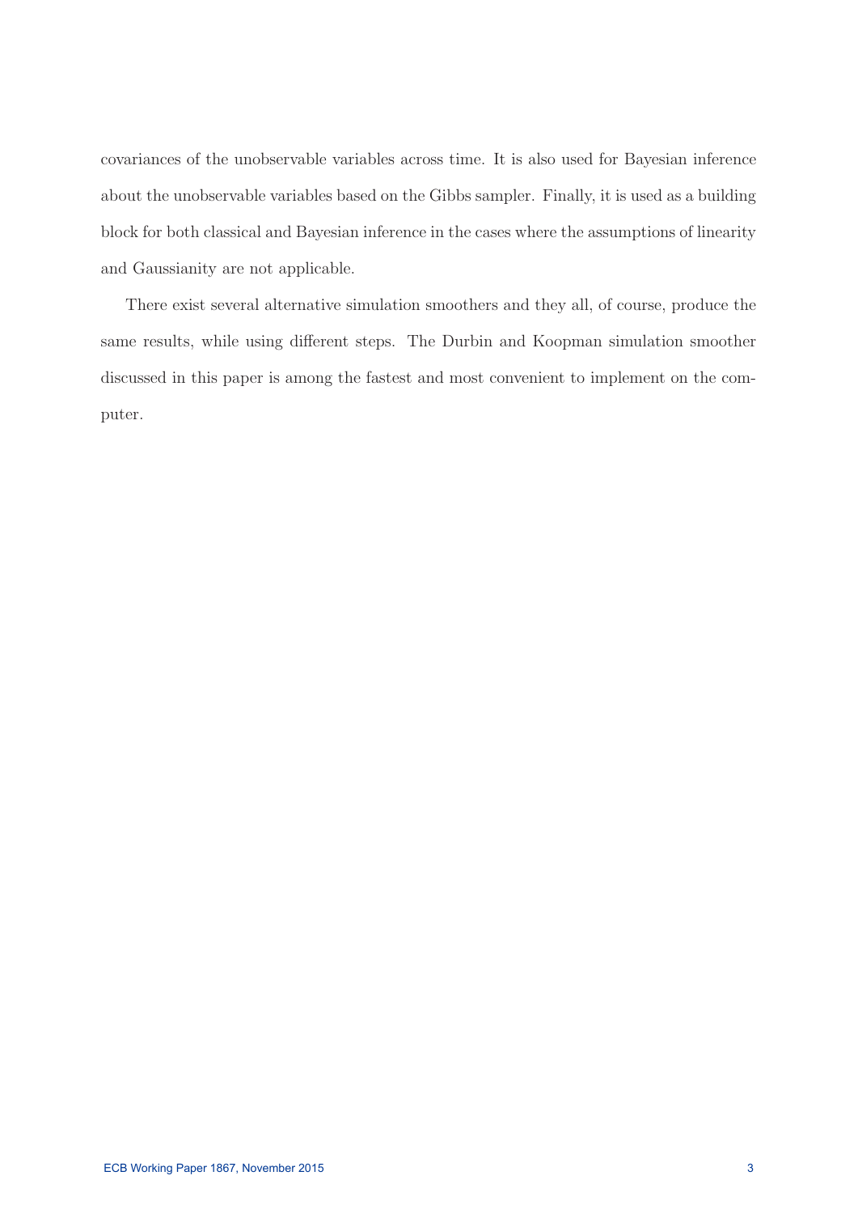covariances of the unobservable variables across time. It is also used for Bayesian inference about the unobservable variables based on the Gibbs sampler. Finally, it is used as a building block for both classical and Bayesian inference in the cases where the assumptions of linearity and Gaussianity are not applicable.

There exist several alternative simulation smoothers and they all, of course, produce the same results, while using different steps. The Durbin and Koopman simulation smoother discussed in this paper is among the fastest and most convenient to implement on the computer.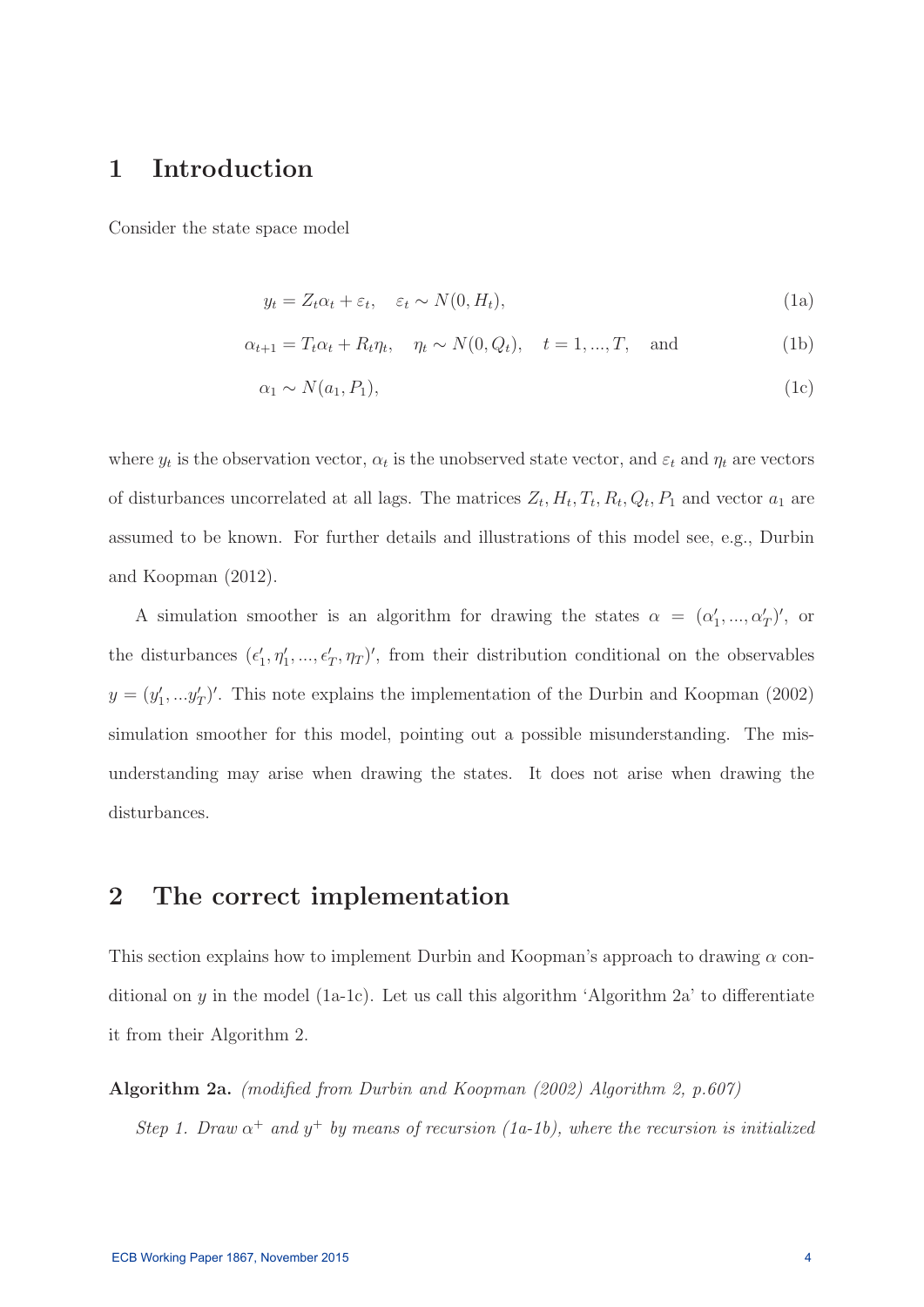# 1 Introduction

Consider the state space model

$$y_t = Z_t \alpha_t + \varepsilon_t, \quad \varepsilon_t \sim N(0, H_t), \tag{1a}$$

$$\alpha_{t+1} = T_t \alpha_t + R_t \eta_t, \quad \eta_t \sim N(0, Q_t), \quad t = 1, ..., T, \quad \text{and} \tag{1b}$$

$$\alpha_1 \sim N(a_1, P_1), \tag{1c}$$

where $y_t$ is the observation vector, $\alpha_t$ is the unobserved state vector, and $\varepsilon_t$ and $\eta_t$ are vectors of disturbances uncorrelated at all lags. The matrices $Z_t, H_t, T_t, R_t, Q_t, P_1$ and vector $a_1$ are assumed to be known. For further details and illustrations of this model see, e.g., Durbin and Koopman (2012).

A simulation smoother is an algorithm for drawing the states $\alpha = (\alpha_1', ..., \alpha_T')'$, or the disturbances $(\epsilon_1', \eta_1', ..., \epsilon_T', \eta_T)'$, from their distribution conditional on the observables $y = (y_1', ...y_T')'$. This note explains the implementation of the Durbin and Koopman (2002) simulation smoother for this model, pointing out a possible misunderstanding. The misunderstanding may arise when drawing the states. It does not arise when drawing the disturbances.

# 2 The correct implementation

This section explains how to implement Durbin and Koopman's approach to drawing $\alpha$ conditional on $y$ in the model (1a-1c). Let us call this algorithm 'Algorithm 2a' to differentiate it from their Algorithm 2.

**Algorithm 2a.** *(modified from Durbin and Koopman (2002) Algorithm 2, p.607)*

*Step 1. Draw $\alpha^+$ and $y^+$ by means of recursion (1a-1b), where the recursion is initialized*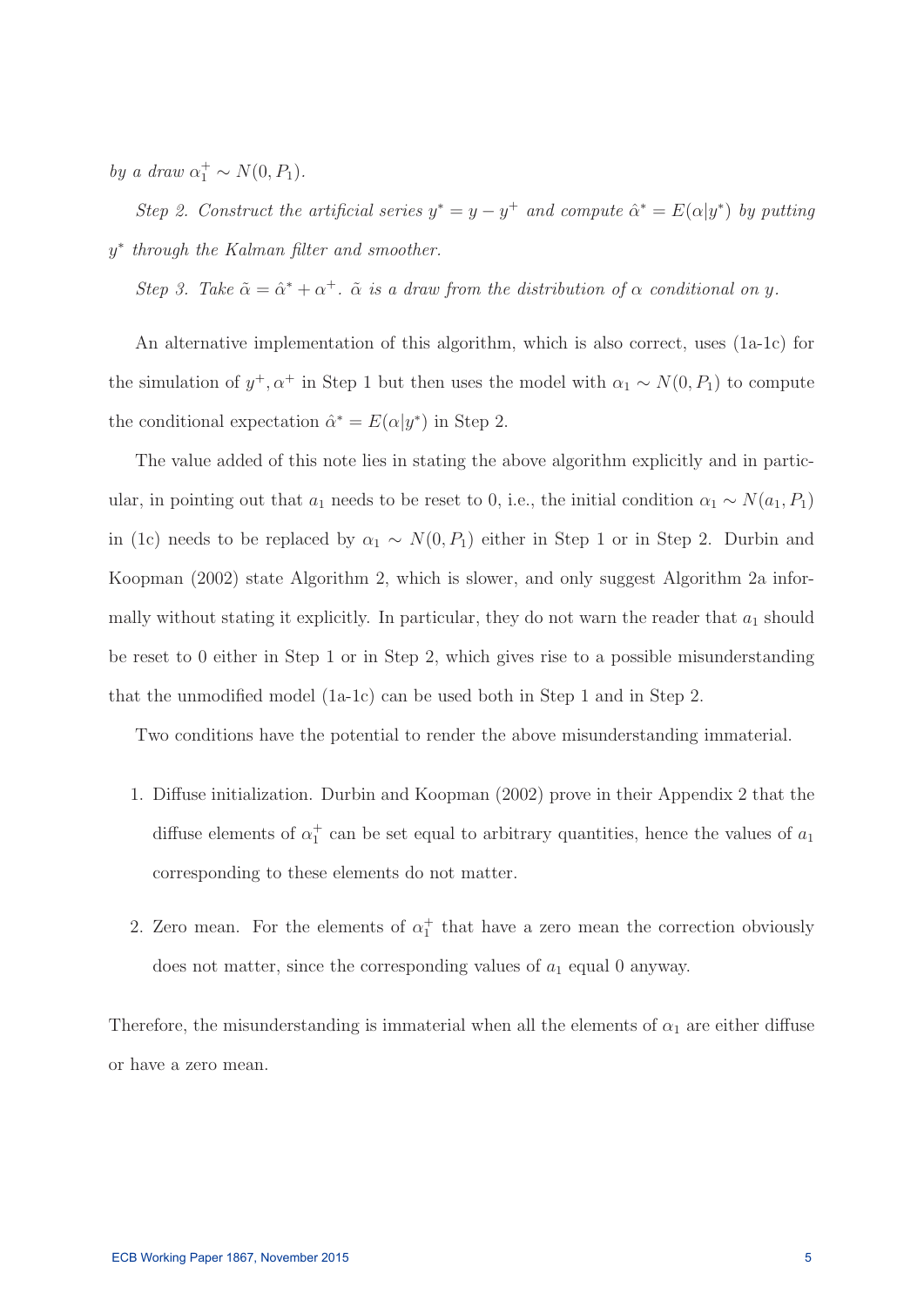*by a draw $\alpha_1^+ \sim N(0, P_1)$.*

*Step 2. Construct the artificial series $y^* = y - y^+$ and compute $\hat{\alpha}^* = E(\alpha|y^*)$ by putting $y^*$ through the Kalman filter and smoother.*

*Step 3. Take $\tilde{\alpha} = \hat{\alpha}^* + \alpha^+$. $\tilde{\alpha}$ is a draw from the distribution of $\alpha$ conditional on $y$.*

An alternative implementation of this algorithm, which is also correct, uses (1a-1c) for the simulation of $y^+, \alpha^+$ in Step 1 but then uses the model with $\alpha_1 \sim N(0, P_1)$ to compute the conditional expectation $\hat{\alpha}^* = E(\alpha|y^*)$ in Step 2.

The value added of this note lies in stating the above algorithm explicitly and in particular, in pointing out that $a_1$ needs to be reset to 0, i.e., the initial condition $\alpha_1 \sim N(a_1, P_1)$ in (1c) needs to be replaced by $\alpha_1 \sim N(0, P_1)$ either in Step 1 or in Step 2. Durbin and Koopman (2002) state Algorithm 2, which is slower, and only suggest Algorithm 2a informally without stating it explicitly. In particular, they do not warn the reader that $a_1$ should be reset to 0 either in Step 1 or in Step 2, which gives rise to a possible misunderstanding that the unmodified model (1a-1c) can be used both in Step 1 and in Step 2.

Two conditions have the potential to render the above misunderstanding immaterial.

1. Diffuse initialization. Durbin and Koopman (2002) prove in their Appendix 2 that the diffuse elements of $\alpha_1^+$ can be set equal to arbitrary quantities, hence the values of $a_1$ corresponding to these elements do not matter.

2. Zero mean. For the elements of $\alpha_1^+$ that have a zero mean the correction obviously does not matter, since the corresponding values of $a_1$ equal 0 anyway.

Therefore, the misunderstanding is immaterial when all the elements of $\alpha_1$ are either diffuse or have a zero mean.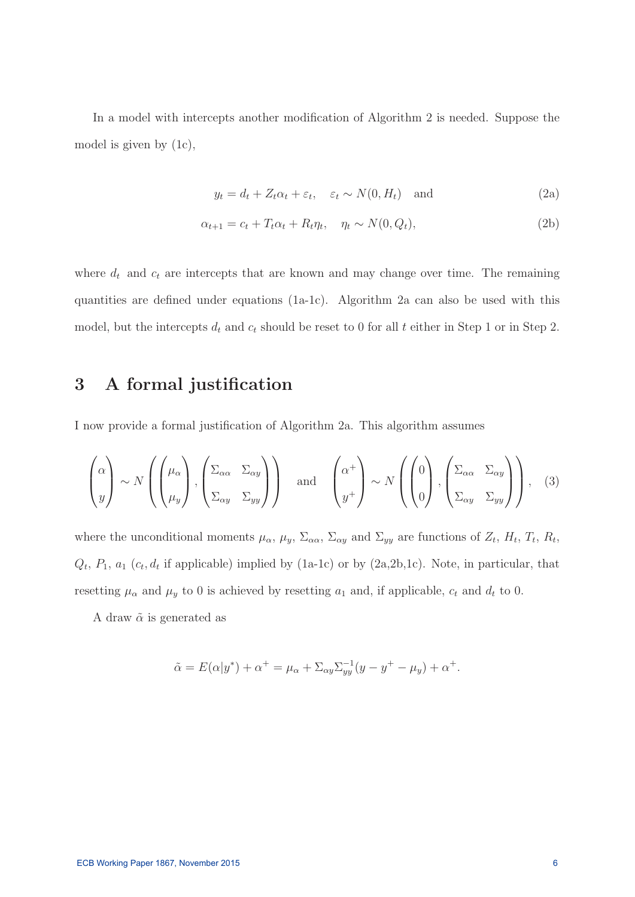In a model with intercepts another modification of Algorithm 2 is needed. Suppose the model is given by (1c),

$$y_t = d_t + Z_t\alpha_t + \varepsilon_t, \quad \varepsilon_t \sim N(0, H_t) \quad \text{and} \tag{2a}$$

$$\alpha_{t+1} = c_t + T_t\alpha_t + R_t\eta_t, \quad \eta_t \sim N(0, Q_t), \tag{2b}$$

where $d_t$ and $c_t$ are intercepts that are known and may change over time. The remaining quantities are defined under equations (1a-1c). Algorithm 2a can also be used with this model, but the intercepts $d_t$ and $c_t$ should be reset to 0 for all $t$ either in Step 1 or in Step 2.

## 3 A formal justification

I now provide a formal justification of Algorithm 2a. This algorithm assumes

$$\begin{pmatrix} \alpha \\ y \end{pmatrix} \sim N\left( \begin{pmatrix} \mu_\alpha \\ \mu_y \end{pmatrix}, \begin{pmatrix} \Sigma_{\alpha\alpha} & \Sigma_{\alpha y} \\ \Sigma_{\alpha y} & \Sigma_{yy} \end{pmatrix} \right) \quad \text{and} \quad \begin{pmatrix} \alpha^+ \\ y^+ \end{pmatrix} \sim N\left( \begin{pmatrix} 0 \\ 0 \end{pmatrix}, \begin{pmatrix} \Sigma_{\alpha\alpha} & \Sigma_{\alpha y} \\ \Sigma_{\alpha y} & \Sigma_{yy} \end{pmatrix} \right), \tag{3}$$

where the unconditional moments $\mu_\alpha$, $\mu_y$, $\Sigma_{\alpha\alpha}$, $\Sigma_{\alpha y}$ and $\Sigma_{yy}$ are functions of $Z_t$, $H_t$, $T_t$, $R_t$, $Q_t$, $P_1$, $a_1$ ($c_t, d_t$ if applicable) implied by (1a-1c) or by (2a,2b,1c). Note, in particular, that resetting $\mu_\alpha$ and $\mu_y$ to 0 is achieved by resetting $a_1$ and, if applicable, $c_t$ and $d_t$ to 0.

A draw $\tilde{\alpha}$ is generated as

$$\tilde{\alpha} = E(\alpha|y^*) + \alpha^+ = \mu_\alpha + \Sigma_{\alpha y}\Sigma_{yy}^{-1}(y - y^+ - \mu_y) + \alpha^+.$$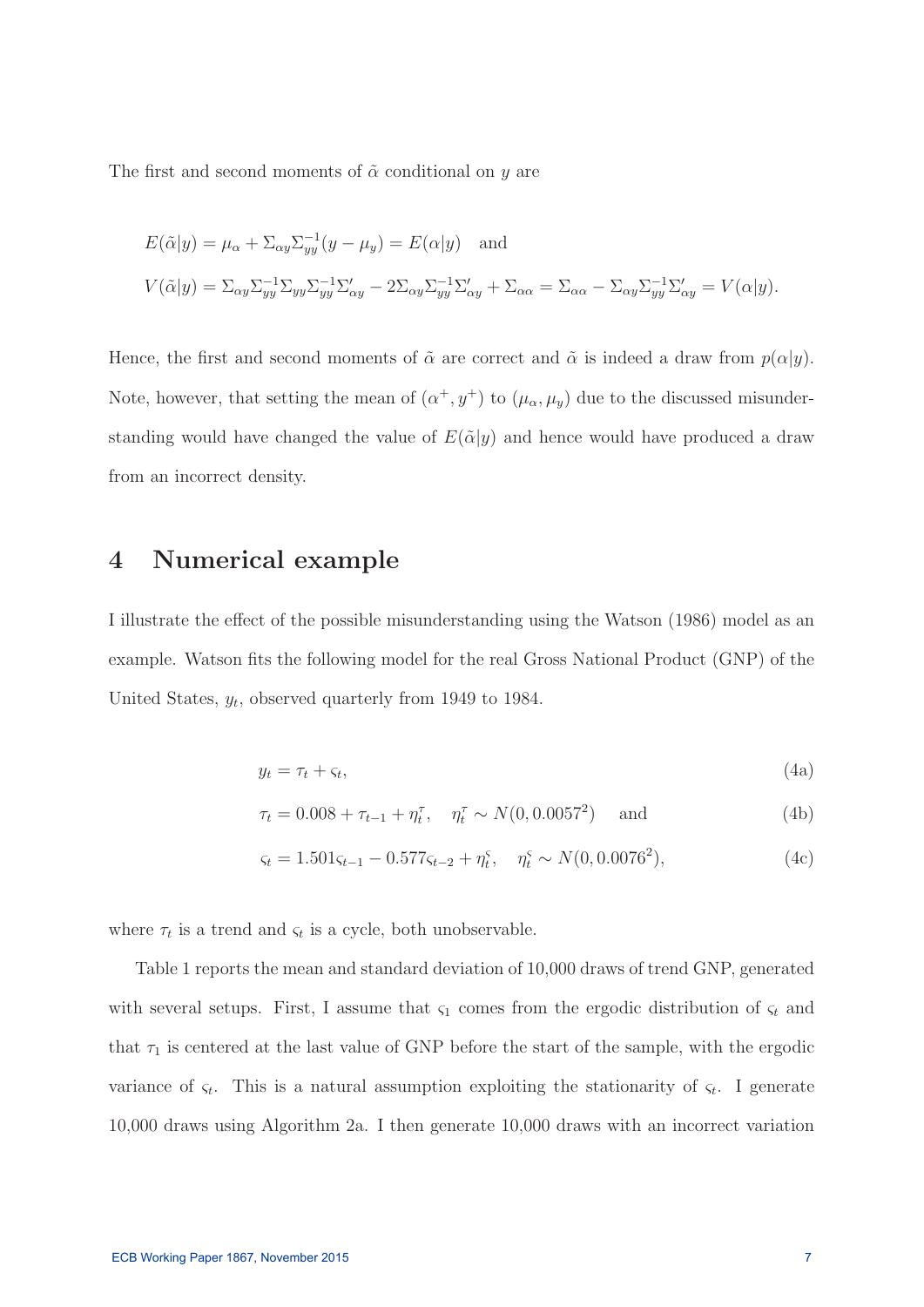The first and second moments of $\tilde{\alpha}$ conditional on $y$ are

$$
\begin{aligned}
&E(\tilde{\alpha}|y) = \mu_\alpha + \Sigma_{\alpha y}\Sigma_{yy}^{-1}(y - \mu_y) = E(\alpha|y) \quad \text{and} \\
&V(\tilde{\alpha}|y) = \Sigma_{\alpha y}\Sigma_{yy}^{-1}\Sigma_{yy}\Sigma_{yy}^{-1}\Sigma_{\alpha y}' - 2\Sigma_{\alpha y}\Sigma_{yy}^{-1}\Sigma_{\alpha y}' + \Sigma_{\alpha\alpha} = \Sigma_{\alpha\alpha} - \Sigma_{\alpha y}\Sigma_{yy}^{-1}\Sigma_{\alpha y}' = V(\alpha|y).
\end{aligned}
$$

Hence, the first and second moments of $\tilde{\alpha}$ are correct and $\tilde{\alpha}$ is indeed a draw from $p(\alpha|y)$. Note, however, that setting the mean of $(\alpha^+, y^+)$ to $(\mu_\alpha, \mu_y)$ due to the discussed misunderstanding would have changed the value of $E(\tilde{\alpha}|y)$ and hence would have produced a draw from an incorrect density.

# 4 Numerical example

I illustrate the effect of the possible misunderstanding using the Watson (1986) model as an example. Watson fits the following model for the real Gross National Product (GNP) of the United States, $y_t$, observed quarterly from 1949 to 1984.

$$
y_t = \tau_t + \varsigma_t, \tag{4a}
$$

$$
\tau_t = 0.008 + \tau_{t-1} + \eta_t^\tau, \quad \eta_t^\tau \sim N(0, 0.0057^2) \quad \text{and} \tag{4b}
$$

$$
\varsigma_t = 1.501\varsigma_{t-1} - 0.577\varsigma_{t-2} + \eta_t^\varsigma, \quad \eta_t^\varsigma \sim N(0, 0.0076^2), \tag{4c}
$$

where $\tau_t$ is a trend and $\varsigma_t$ is a cycle, both unobservable.

Table 1 reports the mean and standard deviation of 10,000 draws of trend GNP, generated with several setups. First, I assume that $\varsigma_1$ comes from the ergodic distribution of $\varsigma_t$ and that $\tau_1$ is centered at the last value of GNP before the start of the sample, with the ergodic variance of $\varsigma_t$. This is a natural assumption exploiting the stationarity of $\varsigma_t$. I generate 10,000 draws using Algorithm 2a. I then generate 10,000 draws with an incorrect variation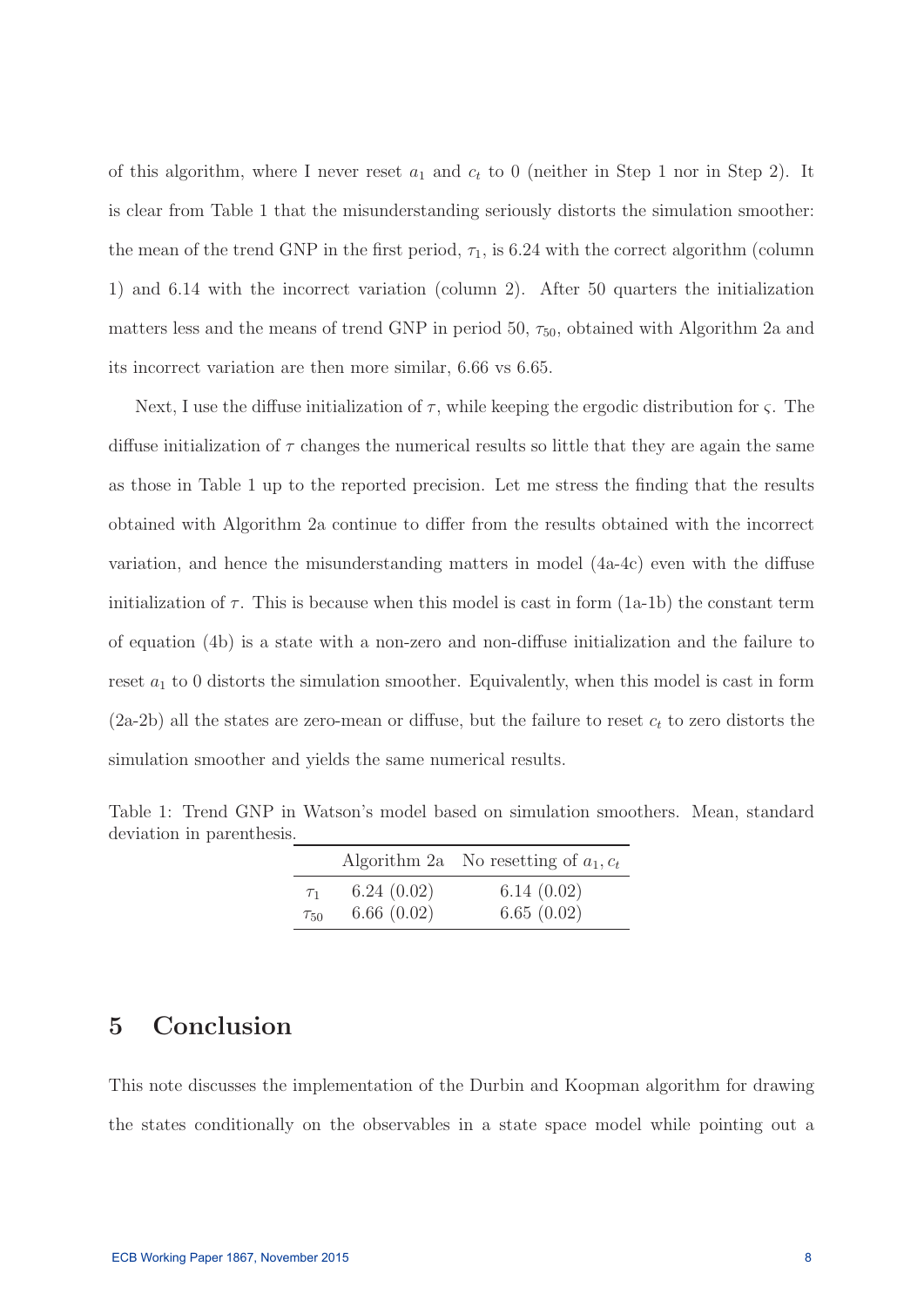of this algorithm, where I never reset $a_1$ and $c_t$ to 0 (neither in Step 1 nor in Step 2). It is clear from Table 1 that the misunderstanding seriously distorts the simulation smoother: the mean of the trend GNP in the first period, $\tau_1$, is 6.24 with the correct algorithm (column 1) and 6.14 with the incorrect variation (column 2). After 50 quarters the initialization matters less and the means of trend GNP in period 50, $\tau_{50}$, obtained with Algorithm 2a and its incorrect variation are then more similar, 6.66 vs 6.65.

Next, I use the diffuse initialization of $\tau$, while keeping the ergodic distribution for $\varsigma$. The diffuse initialization of $\tau$ changes the numerical results so little that they are again the same as those in Table 1 up to the reported precision. Let me stress the finding that the results obtained with Algorithm 2a continue to differ from the results obtained with the incorrect variation, and hence the misunderstanding matters in model (4a-4c) even with the diffuse initialization of $\tau$. This is because when this model is cast in form (1a-1b) the constant term of equation (4b) is a state with a non-zero and non-diffuse initialization and the failure to reset $a_1$ to 0 distorts the simulation smoother. Equivalently, when this model is cast in form (2a-2b) all the states are zero-mean or diffuse, but the failure to reset $c_t$ to zero distorts the simulation smoother and yields the same numerical results.

Table 1: Trend GNP in Watson's model based on simulation smoothers. Mean, standard deviation in parenthesis.

| | Algorithm 2a | No resetting of $a_1, c_t$ |
|---|---|---|
| $\tau_1$ | 6.24 (0.02) | 6.14 (0.02) |
| $\tau_{50}$ | 6.66 (0.02) | 6.65 (0.02) |

## 5 Conclusion

This note discusses the implementation of the Durbin and Koopman algorithm for drawing the states conditionally on the observables in a state space model while pointing out a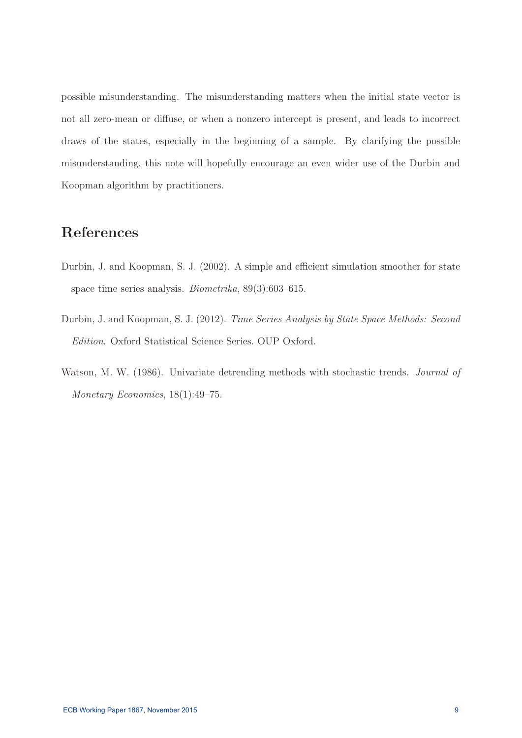possible misunderstanding. The misunderstanding matters when the initial state vector is not all zero-mean or diffuse, or when a nonzero intercept is present, and leads to incorrect draws of the states, especially in the beginning of a sample. By clarifying the possible misunderstanding, this note will hopefully encourage an even wider use of the Durbin and Koopman algorithm by practitioners.

## References

Durbin, J. and Koopman, S. J. (2002). A simple and efficient simulation smoother for state space time series analysis. *Biometrika*, 89(3):603–615.

Durbin, J. and Koopman, S. J. (2012). *Time Series Analysis by State Space Methods: Second Edition*. Oxford Statistical Science Series. OUP Oxford.

Watson, M. W. (1986). Univariate detrending methods with stochastic trends. *Journal of Monetary Economics*, 18(1):49–75.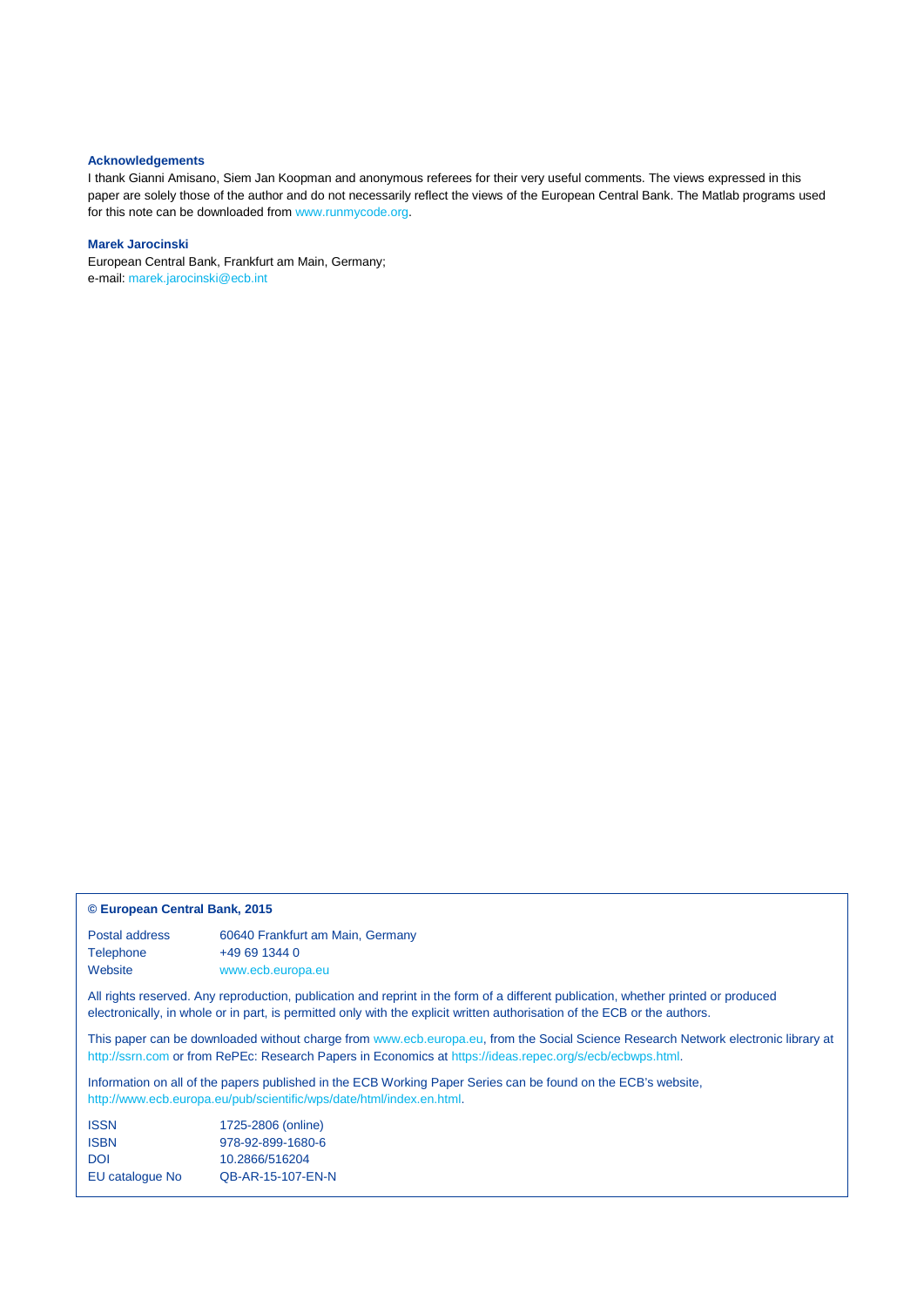**Acknowledgements**

I thank Gianni Amisano, Siem Jan Koopman and anonymous referees for their very useful comments. The views expressed in this paper are solely those of the author and do not necessarily reflect the views of the European Central Bank. The Matlab programs used for this note can be downloaded from www.runmycode.org.

**Marek Jarocinski**

European Central Bank, Frankfurt am Main, Germany;
e-mail: marek.jarocinski@ecb.int

**© European Central Bank, 2015**

| | |
|---|---|
| Postal address | 60640 Frankfurt am Main, Germany |
| Telephone | +49 69 1344 0 |
| Website | www.ecb.europa.eu |

All rights reserved. Any reproduction, publication and reprint in the form of a different publication, whether printed or produced electronically, in whole or in part, is permitted only with the explicit written authorisation of the ECB or the authors.

This paper can be downloaded without charge from www.ecb.europa.eu, from the Social Science Research Network electronic library at http://ssrn.com or from RePEc: Research Papers in Economics at https://ideas.repec.org/s/ecb/ecbwps.html.

Information on all of the papers published in the ECB Working Paper Series can be found on the ECB's website, http://www.ecb.europa.eu/pub/scientific/wps/date/html/index.en.html.

| | |
|---|---|
| ISSN | 1725-2806 (online) |
| ISBN | 978-92-899-1680-6 |
| DOI | 10.2866/516204 |
| EU catalogue No | QB-AR-15-107-EN-N |